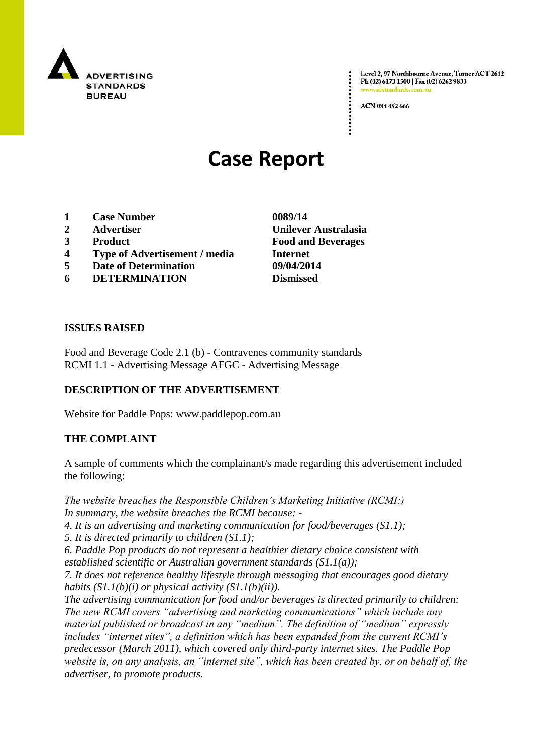ADVERTISING STANDARDS BUREAU

Level 2, 97 Northbourne Avenue, Turner ACT 2612
Ph (02) 6173 1500 | Fax (02) 6262 9833
www.adstandards.com.au

ACN 084 452 666

# Case Report

| | | |
|---|---|---|
| **1** | **Case Number** | **0089/14** |
| **2** | **Advertiser** | **Unilever Australasia** |
| **3** | **Product** | **Food and Beverages** |
| **4** | **Type of Advertisement / media** | **Internet** |
| **5** | **Date of Determination** | **09/04/2014** |
| **6** | **DETERMINATION** | **Dismissed** |

**ISSUES RAISED**

Food and Beverage Code 2.1 (b) - Contravenes community standards
RCMI 1.1 - Advertising Message AFGC - Advertising Message

**DESCRIPTION OF THE ADVERTISEMENT**

Website for Paddle Pops: www.paddlepop.com.au

**THE COMPLAINT**

A sample of comments which the complainant/s made regarding this advertisement included the following:

*The website breaches the Responsible Children's Marketing Initiative (RCMI:)*
*In summary, the website breaches the RCMI because: -*
*4. It is an advertising and marketing communication for food/beverages (S1.1);*
*5. It is directed primarily to children (S1.1);*
*6. Paddle Pop products do not represent a healthier dietary choice consistent with established scientific or Australian government standards (S1.1(a));*
*7. It does not reference healthy lifestyle through messaging that encourages good dietary habits (S1.1(b)(i) or physical activity (S1.1(b)(ii)).*
*The advertising communication for food and/or beverages is directed primarily to children:*
*The new RCMI covers "advertising and marketing communications" which include any material published or broadcast in any "medium". The definition of "medium" expressly includes "internet sites", a definition which has been expanded from the current RCMI's predecessor (March 2011), which covered only third-party internet sites. The Paddle Pop website is, on any analysis, an "internet site", which has been created by, or on behalf of, the advertiser, to promote products.*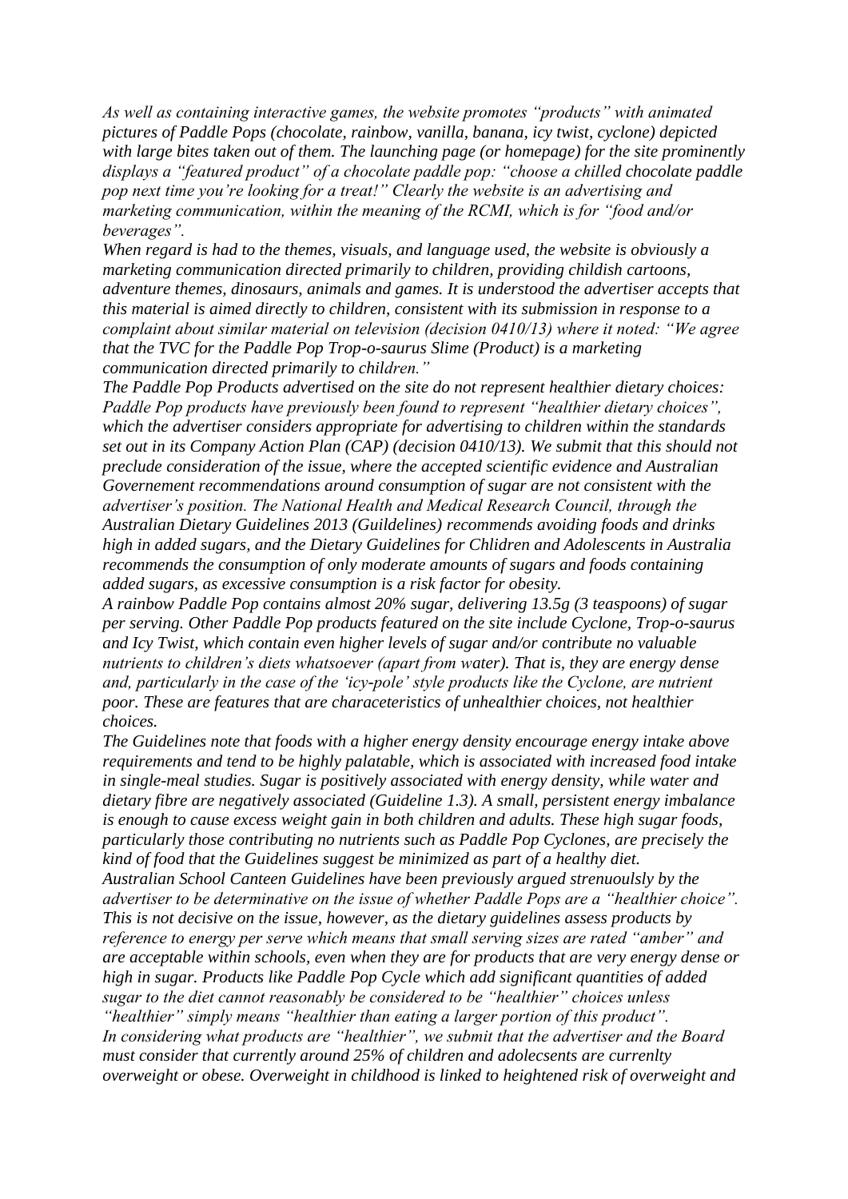*As well as containing interactive games, the website promotes "products" with animated pictures of Paddle Pops (chocolate, rainbow, vanilla, banana, icy twist, cyclone) depicted with large bites taken out of them. The launching page (or homepage) for the site prominently displays a "featured product" of a chocolate paddle pop: "choose a chilled chocolate paddle pop next time you're looking for a treat!" Clearly the website is an advertising and marketing communication, within the meaning of the RCMI, which is for "food and/or beverages".*

*When regard is had to the themes, visuals, and language used, the website is obviously a marketing communication directed primarily to children, providing childish cartoons, adventure themes, dinosaurs, animals and games. It is understood the advertiser accepts that this material is aimed directly to children, consistent with its submission in response to a complaint about similar material on television (decision 0410/13) where it noted: "We agree that the TVC for the Paddle Pop Trop-o-saurus Slime (Product) is a marketing communication directed primarily to children."*

*The Paddle Pop Products advertised on the site do not represent healthier dietary choices: Paddle Pop products have previously been found to represent "healthier dietary choices", which the advertiser considers appropriate for advertising to children within the standards set out in its Company Action Plan (CAP) (decision 0410/13). We submit that this should not preclude consideration of the issue, where the accepted scientific evidence and Australian Governement recommendations around consumption of sugar are not consistent with the advertiser's position. The National Health and Medical Research Council, through the Australian Dietary Guidelines 2013 (Guildelines) recommends avoiding foods and drinks high in added sugars, and the Dietary Guidelines for Chlidren and Adolescents in Australia recommends the consumption of only moderate amounts of sugars and foods containing added sugars, as excessive consumption is a risk factor for obesity.*

*A rainbow Paddle Pop contains almost 20% sugar, delivering 13.5g (3 teaspoons) of sugar per serving. Other Paddle Pop products featured on the site include Cyclone, Trop-o-saurus and Icy Twist, which contain even higher levels of sugar and/or contribute no valuable nutrients to children's diets whatsoever (apart from water). That is, they are energy dense and, particularly in the case of the 'icy-pole' style products like the Cyclone, are nutrient poor. These are features that are characeteristics of unhealthier choices, not healthier choices.*

*The Guidelines note that foods with a higher energy density encourage energy intake above requirements and tend to be highly palatable, which is associated with increased food intake in single-meal studies. Sugar is positively associated with energy density, while water and dietary fibre are negatively associated (Guideline 1.3). A small, persistent energy imbalance is enough to cause excess weight gain in both children and adults. These high sugar foods, particularly those contributing no nutrients such as Paddle Pop Cyclones, are precisely the kind of food that the Guidelines suggest be minimized as part of a healthy diet.*

*Australian School Canteen Guidelines have been previously argued strenuoulsly by the advertiser to be determinative on the issue of whether Paddle Pops are a "healthier choice". This is not decisive on the issue, however, as the dietary guidelines assess products by reference to energy per serve which means that small serving sizes are rated "amber" and are acceptable within schools, even when they are for products that are very energy dense or high in sugar. Products like Paddle Pop Cycle which add significant quantities of added sugar to the diet cannot reasonably be considered to be "healthier" choices unless "healthier" simply means "healthier than eating a larger portion of this product".*

*In considering what products are "healthier", we submit that the advertiser and the Board must consider that currently around 25% of children and adolecsents are currenlty overweight or obese. Overweight in childhood is linked to heightened risk of overweight and*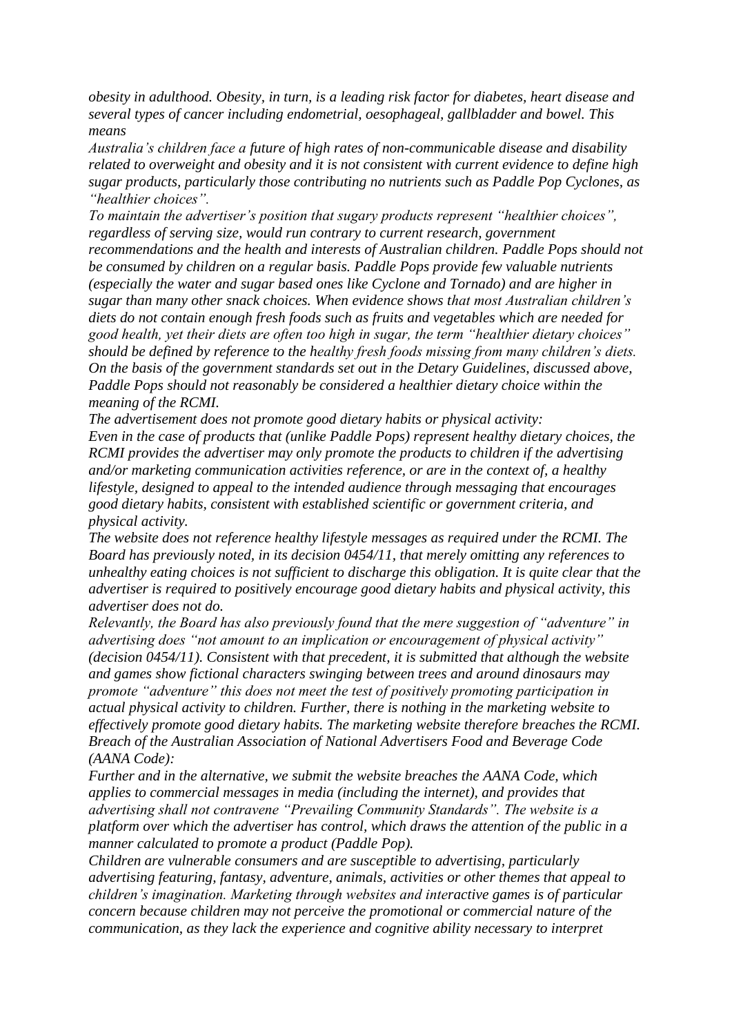*obesity in adulthood. Obesity, in turn, is a leading risk factor for diabetes, heart disease and several types of cancer including endometrial, oesophageal, gallbladder and bowel. This means*

*Australia's children face a future of high rates of non-communicable disease and disability related to overweight and obesity and it is not consistent with current evidence to define high sugar products, particularly those contributing no nutrients such as Paddle Pop Cyclones, as "healthier choices".*

*To maintain the advertiser's position that sugary products represent "healthier choices", regardless of serving size, would run contrary to current research, government recommendations and the health and interests of Australian children. Paddle Pops should not be consumed by children on a regular basis. Paddle Pops provide few valuable nutrients (especially the water and sugar based ones like Cyclone and Tornado) and are higher in sugar than many other snack choices. When evidence shows that most Australian children's diets do not contain enough fresh foods such as fruits and vegetables which are needed for good health, yet their diets are often too high in sugar, the term "healthier dietary choices" should be defined by reference to the healthy fresh foods missing from many children's diets. On the basis of the government standards set out in the Detary Guidelines, discussed above, Paddle Pops should not reasonably be considered a healthier dietary choice within the meaning of the RCMI.*

*The advertisement does not promote good dietary habits or physical activity:*

*Even in the case of products that (unlike Paddle Pops) represent healthy dietary choices, the RCMI provides the advertiser may only promote the products to children if the advertising and/or marketing communication activities reference, or are in the context of, a healthy lifestyle, designed to appeal to the intended audience through messaging that encourages good dietary habits, consistent with established scientific or government criteria, and physical activity.*

*The website does not reference healthy lifestyle messages as required under the RCMI. The Board has previously noted, in its decision 0454/11, that merely omitting any references to unhealthy eating choices is not sufficient to discharge this obligation. It is quite clear that the advertiser is required to positively encourage good dietary habits and physical activity, this advertiser does not do.*

*Relevantly, the Board has also previously found that the mere suggestion of "adventure" in advertising does "not amount to an implication or encouragement of physical activity" (decision 0454/11). Consistent with that precedent, it is submitted that although the website and games show fictional characters swinging between trees and around dinosaurs may promote "adventure" this does not meet the test of positively promoting participation in actual physical activity to children. Further, there is nothing in the marketing website to effectively promote good dietary habits. The marketing website therefore breaches the RCMI.*

*Breach of the Australian Association of National Advertisers Food and Beverage Code (AANA Code):*

*Further and in the alternative, we submit the website breaches the AANA Code, which applies to commercial messages in media (including the internet), and provides that advertising shall not contravene "Prevailing Community Standards". The website is a platform over which the advertiser has control, which draws the attention of the public in a manner calculated to promote a product (Paddle Pop).*

*Children are vulnerable consumers and are susceptible to advertising, particularly advertising featuring, fantasy, adventure, animals, activities or other themes that appeal to children's imagination. Marketing through websites and interactive games is of particular concern because children may not perceive the promotional or commercial nature of the communication, as they lack the experience and cognitive ability necessary to interpret*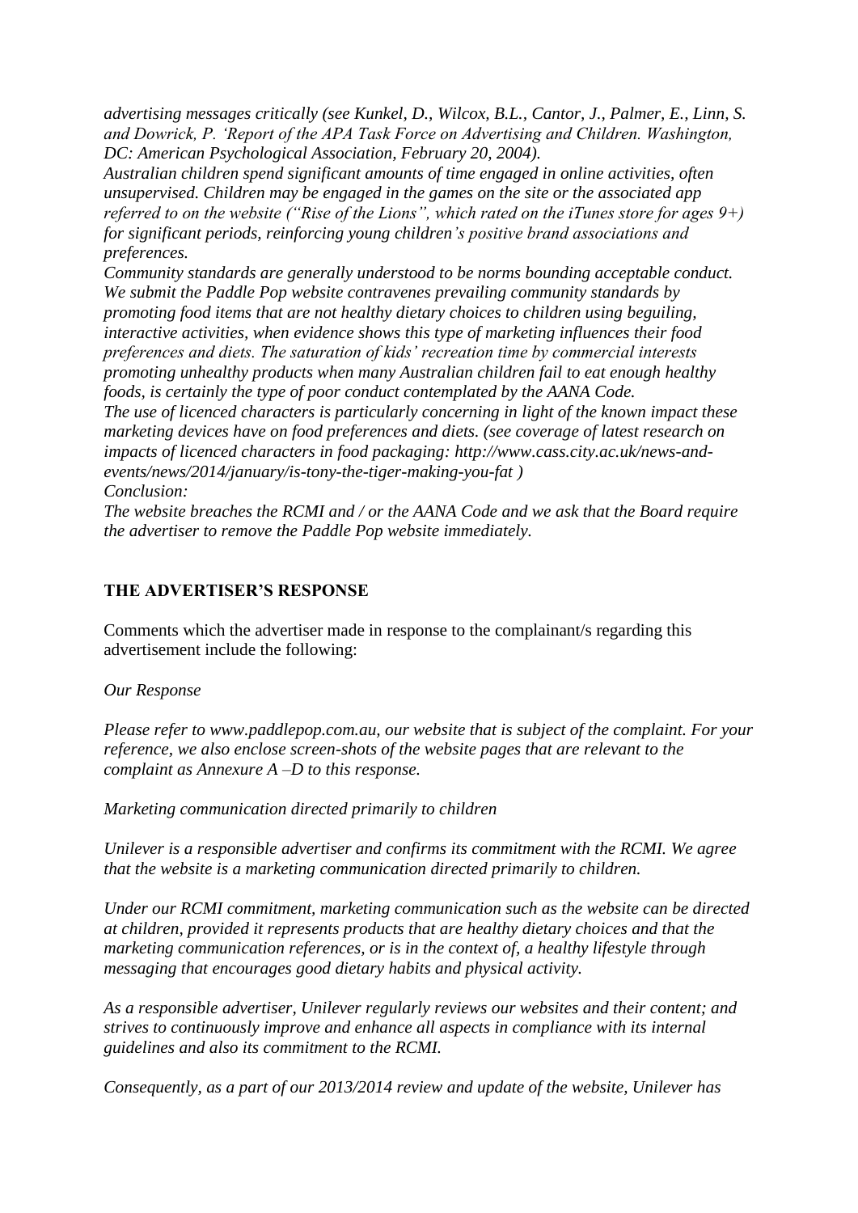*advertising messages critically (see Kunkel, D., Wilcox, B.L., Cantor, J., Palmer, E., Linn, S. and Dowrick, P. 'Report of the APA Task Force on Advertising and Children. Washington, DC: American Psychological Association, February 20, 2004).*

*Australian children spend significant amounts of time engaged in online activities, often unsupervised. Children may be engaged in the games on the site or the associated app referred to on the website ("Rise of the Lions", which rated on the iTunes store for ages 9+) for significant periods, reinforcing young children's positive brand associations and preferences.*

*Community standards are generally understood to be norms bounding acceptable conduct. We submit the Paddle Pop website contravenes prevailing community standards by promoting food items that are not healthy dietary choices to children using beguiling, interactive activities, when evidence shows this type of marketing influences their food preferences and diets. The saturation of kids' recreation time by commercial interests promoting unhealthy products when many Australian children fail to eat enough healthy foods, is certainly the type of poor conduct contemplated by the AANA Code.*

*The use of licenced characters is particularly concerning in light of the known impact these marketing devices have on food preferences and diets. (see coverage of latest research on impacts of licenced characters in food packaging: http://www.cass.city.ac.uk/news-and-events/news/2014/january/is-tony-the-tiger-making-you-fat )*

*Conclusion:*

*The website breaches the RCMI and / or the AANA Code and we ask that the Board require the advertiser to remove the Paddle Pop website immediately.*

## THE ADVERTISER'S RESPONSE

Comments which the advertiser made in response to the complainant/s regarding this advertisement include the following:

*Our Response*

*Please refer to www.paddlepop.com.au, our website that is subject of the complaint. For your reference, we also enclose screen-shots of the website pages that are relevant to the complaint as Annexure A –D to this response.*

*Marketing communication directed primarily to children*

*Unilever is a responsible advertiser and confirms its commitment with the RCMI. We agree that the website is a marketing communication directed primarily to children.*

*Under our RCMI commitment, marketing communication such as the website can be directed at children, provided it represents products that are healthy dietary choices and that the marketing communication references, or is in the context of, a healthy lifestyle through messaging that encourages good dietary habits and physical activity.*

*As a responsible advertiser, Unilever regularly reviews our websites and their content; and strives to continuously improve and enhance all aspects in compliance with its internal guidelines and also its commitment to the RCMI.*

*Consequently, as a part of our 2013/2014 review and update of the website, Unilever has*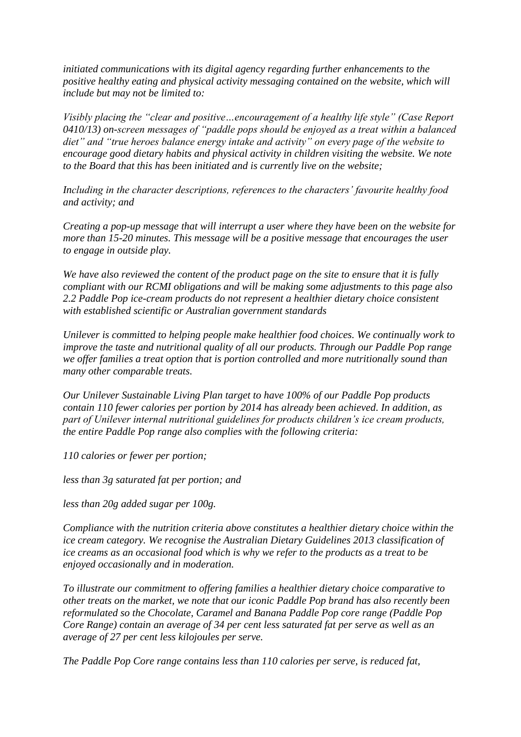*initiated communications with its digital agency regarding further enhancements to the positive healthy eating and physical activity messaging contained on the website, which will include but may not be limited to:*

*Visibly placing the "clear and positive…encouragement of a healthy life style" (Case Report 0410/13) on-screen messages of "paddle pops should be enjoyed as a treat within a balanced diet" and "true heroes balance energy intake and activity" on every page of the website to encourage good dietary habits and physical activity in children visiting the website. We note to the Board that this has been initiated and is currently live on the website;*

*Including in the character descriptions, references to the characters' favourite healthy food and activity; and*

*Creating a pop-up message that will interrupt a user where they have been on the website for more than 15-20 minutes. This message will be a positive message that encourages the user to engage in outside play.*

*We have also reviewed the content of the product page on the site to ensure that it is fully compliant with our RCMI obligations and will be making some adjustments to this page also 2.2 Paddle Pop ice-cream products do not represent a healthier dietary choice consistent with established scientific or Australian government standards*

*Unilever is committed to helping people make healthier food choices. We continually work to improve the taste and nutritional quality of all our products. Through our Paddle Pop range we offer families a treat option that is portion controlled and more nutritionally sound than many other comparable treats.*

*Our Unilever Sustainable Living Plan target to have 100% of our Paddle Pop products contain 110 fewer calories per portion by 2014 has already been achieved. In addition, as part of Unilever internal nutritional guidelines for products children's ice cream products, the entire Paddle Pop range also complies with the following criteria:*

*110 calories or fewer per portion;*

*less than 3g saturated fat per portion; and*

*less than 20g added sugar per 100g.*

*Compliance with the nutrition criteria above constitutes a healthier dietary choice within the ice cream category. We recognise the Australian Dietary Guidelines 2013 classification of ice creams as an occasional food which is why we refer to the products as a treat to be enjoyed occasionally and in moderation.*

*To illustrate our commitment to offering families a healthier dietary choice comparative to other treats on the market, we note that our iconic Paddle Pop brand has also recently been reformulated so the Chocolate, Caramel and Banana Paddle Pop core range (Paddle Pop Core Range) contain an average of 34 per cent less saturated fat per serve as well as an average of 27 per cent less kilojoules per serve.*

*The Paddle Pop Core range contains less than 110 calories per serve, is reduced fat,*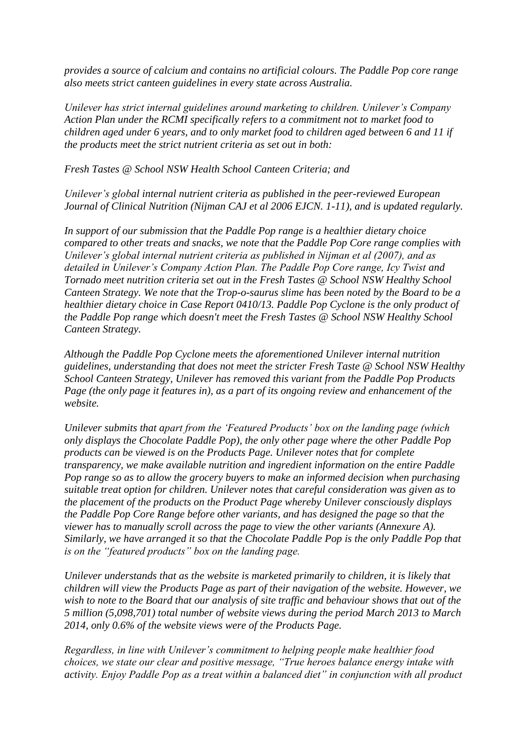*provides a source of calcium and contains no artificial colours. The Paddle Pop core range also meets strict canteen guidelines in every state across Australia.*

*Unilever has strict internal guidelines around marketing to children. Unilever's Company Action Plan under the RCMI specifically refers to a commitment not to market food to children aged under 6 years, and to only market food to children aged between 6 and 11 if the products meet the strict nutrient criteria as set out in both:*

*Fresh Tastes @ School NSW Health School Canteen Criteria; and*

*Unilever's global internal nutrient criteria as published in the peer-reviewed European Journal of Clinical Nutrition (Nijman CAJ et al 2006 EJCN. 1-11), and is updated regularly.*

*In support of our submission that the Paddle Pop range is a healthier dietary choice compared to other treats and snacks, we note that the Paddle Pop Core range complies with Unilever's global internal nutrient criteria as published in Nijman et al (2007), and as detailed in Unilever's Company Action Plan. The Paddle Pop Core range, Icy Twist and Tornado meet nutrition criteria set out in the Fresh Tastes @ School NSW Healthy School Canteen Strategy. We note that the Trop-o-saurus slime has been noted by the Board to be a healthier dietary choice in Case Report 0410/13. Paddle Pop Cyclone is the only product of the Paddle Pop range which doesn't meet the Fresh Tastes @ School NSW Healthy School Canteen Strategy.*

*Although the Paddle Pop Cyclone meets the aforementioned Unilever internal nutrition guidelines, understanding that does not meet the stricter Fresh Taste @ School NSW Healthy School Canteen Strategy, Unilever has removed this variant from the Paddle Pop Products Page (the only page it features in), as a part of its ongoing review and enhancement of the website.*

*Unilever submits that apart from the 'Featured Products' box on the landing page (which only displays the Chocolate Paddle Pop), the only other page where the other Paddle Pop products can be viewed is on the Products Page. Unilever notes that for complete transparency, we make available nutrition and ingredient information on the entire Paddle Pop range so as to allow the grocery buyers to make an informed decision when purchasing suitable treat option for children. Unilever notes that careful consideration was given as to the placement of the products on the Product Page whereby Unilever consciously displays the Paddle Pop Core Range before other variants, and has designed the page so that the viewer has to manually scroll across the page to view the other variants (Annexure A). Similarly, we have arranged it so that the Chocolate Paddle Pop is the only Paddle Pop that is on the "featured products" box on the landing page.*

*Unilever understands that as the website is marketed primarily to children, it is likely that children will view the Products Page as part of their navigation of the website. However, we wish to note to the Board that our analysis of site traffic and behaviour shows that out of the 5 million (5,098,701) total number of website views during the period March 2013 to March 2014, only 0.6% of the website views were of the Products Page.*

*Regardless, in line with Unilever's commitment to helping people make healthier food choices, we state our clear and positive message, "True heroes balance energy intake with activity. Enjoy Paddle Pop as a treat within a balanced diet" in conjunction with all product*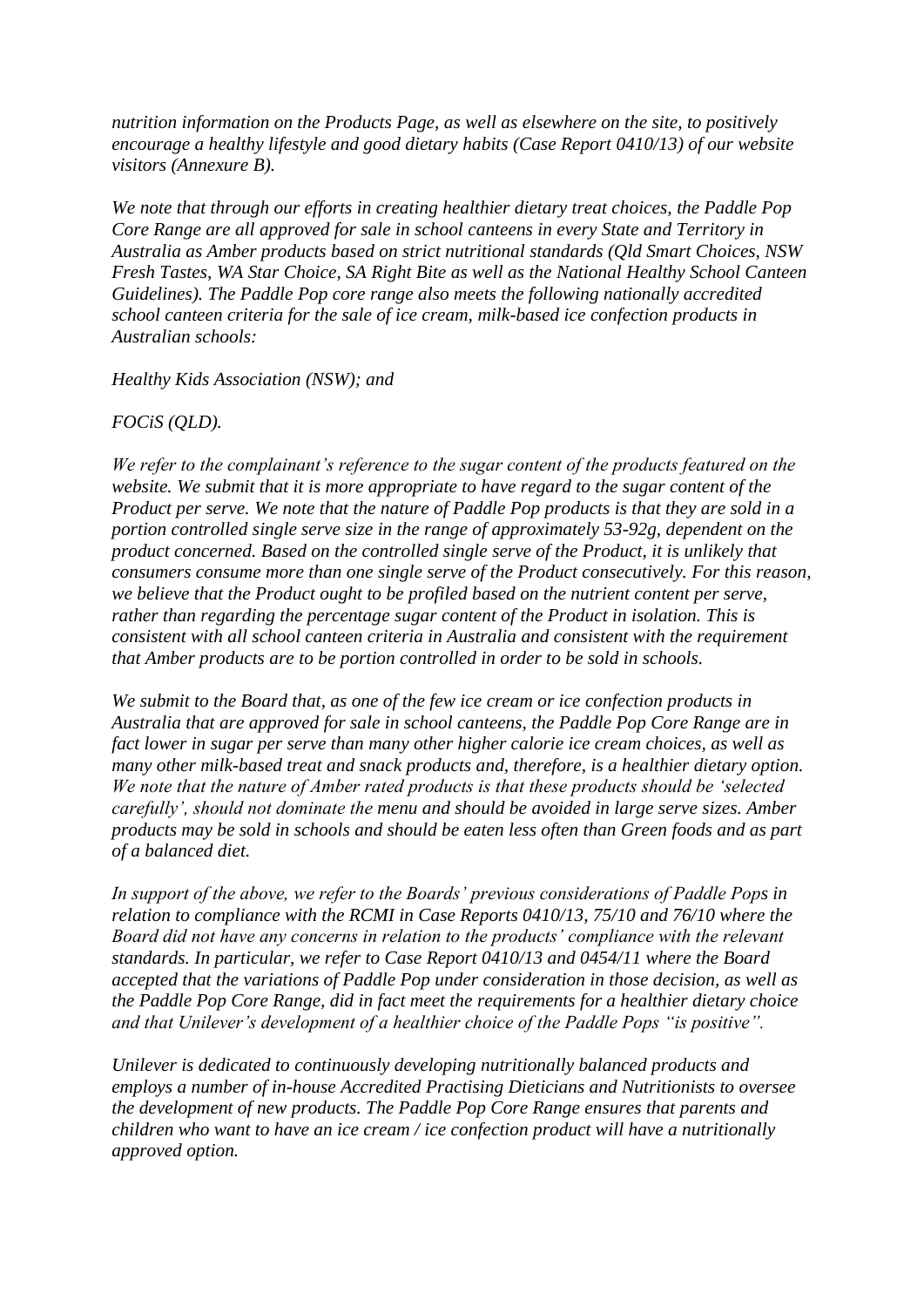*nutrition information on the Products Page, as well as elsewhere on the site, to positively encourage a healthy lifestyle and good dietary habits (Case Report 0410/13) of our website visitors (Annexure B).*

*We note that through our efforts in creating healthier dietary treat choices, the Paddle Pop Core Range are all approved for sale in school canteens in every State and Territory in Australia as Amber products based on strict nutritional standards (Qld Smart Choices, NSW Fresh Tastes, WA Star Choice, SA Right Bite as well as the National Healthy School Canteen Guidelines). The Paddle Pop core range also meets the following nationally accredited school canteen criteria for the sale of ice cream, milk-based ice confection products in Australian schools:*

*Healthy Kids Association (NSW); and*

*FOCiS (QLD).*

*We refer to the complainant's reference to the sugar content of the products featured on the website. We submit that it is more appropriate to have regard to the sugar content of the Product per serve. We note that the nature of Paddle Pop products is that they are sold in a portion controlled single serve size in the range of approximately 53-92g, dependent on the product concerned. Based on the controlled single serve of the Product, it is unlikely that consumers consume more than one single serve of the Product consecutively. For this reason, we believe that the Product ought to be profiled based on the nutrient content per serve, rather than regarding the percentage sugar content of the Product in isolation. This is consistent with all school canteen criteria in Australia and consistent with the requirement that Amber products are to be portion controlled in order to be sold in schools.*

*We submit to the Board that, as one of the few ice cream or ice confection products in Australia that are approved for sale in school canteens, the Paddle Pop Core Range are in fact lower in sugar per serve than many other higher calorie ice cream choices, as well as many other milk-based treat and snack products and, therefore, is a healthier dietary option. We note that the nature of Amber rated products is that these products should be 'selected carefully', should not dominate the menu and should be avoided in large serve sizes. Amber products may be sold in schools and should be eaten less often than Green foods and as part of a balanced diet.*

*In support of the above, we refer to the Boards' previous considerations of Paddle Pops in relation to compliance with the RCMI in Case Reports 0410/13, 75/10 and 76/10 where the Board did not have any concerns in relation to the products' compliance with the relevant standards. In particular, we refer to Case Report 0410/13 and 0454/11 where the Board accepted that the variations of Paddle Pop under consideration in those decision, as well as the Paddle Pop Core Range, did in fact meet the requirements for a healthier dietary choice and that Unilever's development of a healthier choice of the Paddle Pops "is positive".*

*Unilever is dedicated to continuously developing nutritionally balanced products and employs a number of in-house Accredited Practising Dieticians and Nutritionists to oversee the development of new products. The Paddle Pop Core Range ensures that parents and children who want to have an ice cream / ice confection product will have a nutritionally approved option.*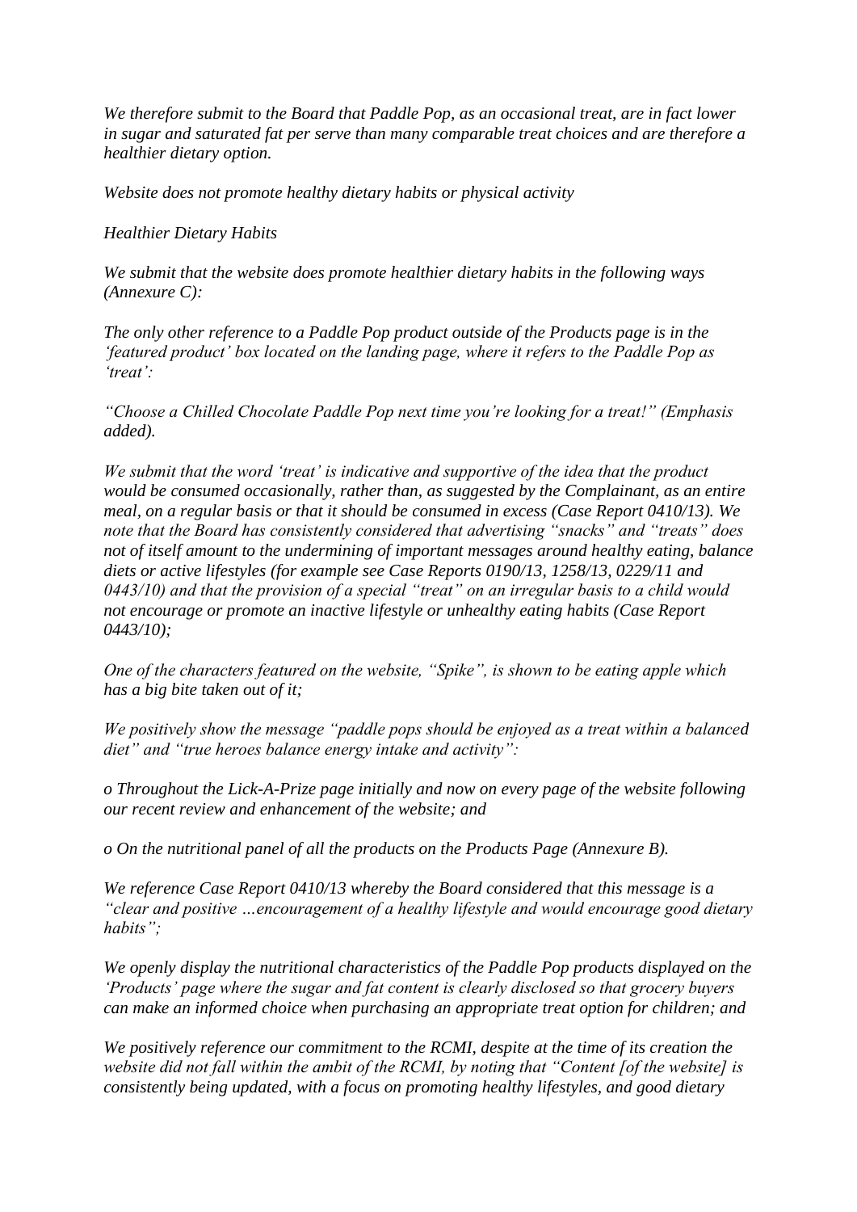*We therefore submit to the Board that Paddle Pop, as an occasional treat, are in fact lower in sugar and saturated fat per serve than many comparable treat choices and are therefore a healthier dietary option.*

*Website does not promote healthy dietary habits or physical activity*

*Healthier Dietary Habits*

*We submit that the website does promote healthier dietary habits in the following ways (Annexure C):*

*The only other reference to a Paddle Pop product outside of the Products page is in the 'featured product' box located on the landing page, where it refers to the Paddle Pop as 'treat':*

*"Choose a Chilled Chocolate Paddle Pop next time you're looking for a treat!" (Emphasis added).*

*We submit that the word 'treat' is indicative and supportive of the idea that the product would be consumed occasionally, rather than, as suggested by the Complainant, as an entire meal, on a regular basis or that it should be consumed in excess (Case Report 0410/13). We note that the Board has consistently considered that advertising "snacks" and "treats" does not of itself amount to the undermining of important messages around healthy eating, balance diets or active lifestyles (for example see Case Reports 0190/13, 1258/13, 0229/11 and 0443/10) and that the provision of a special "treat" on an irregular basis to a child would not encourage or promote an inactive lifestyle or unhealthy eating habits (Case Report 0443/10);*

*One of the characters featured on the website, "Spike", is shown to be eating apple which has a big bite taken out of it;*

*We positively show the message "paddle pops should be enjoyed as a treat within a balanced diet" and "true heroes balance energy intake and activity":*

*o Throughout the Lick-A-Prize page initially and now on every page of the website following our recent review and enhancement of the website; and*

*o On the nutritional panel of all the products on the Products Page (Annexure B).*

*We reference Case Report 0410/13 whereby the Board considered that this message is a "clear and positive …encouragement of a healthy lifestyle and would encourage good dietary habits";*

*We openly display the nutritional characteristics of the Paddle Pop products displayed on the 'Products' page where the sugar and fat content is clearly disclosed so that grocery buyers can make an informed choice when purchasing an appropriate treat option for children; and*

*We positively reference our commitment to the RCMI, despite at the time of its creation the website did not fall within the ambit of the RCMI, by noting that "Content [of the website] is consistently being updated, with a focus on promoting healthy lifestyles, and good dietary*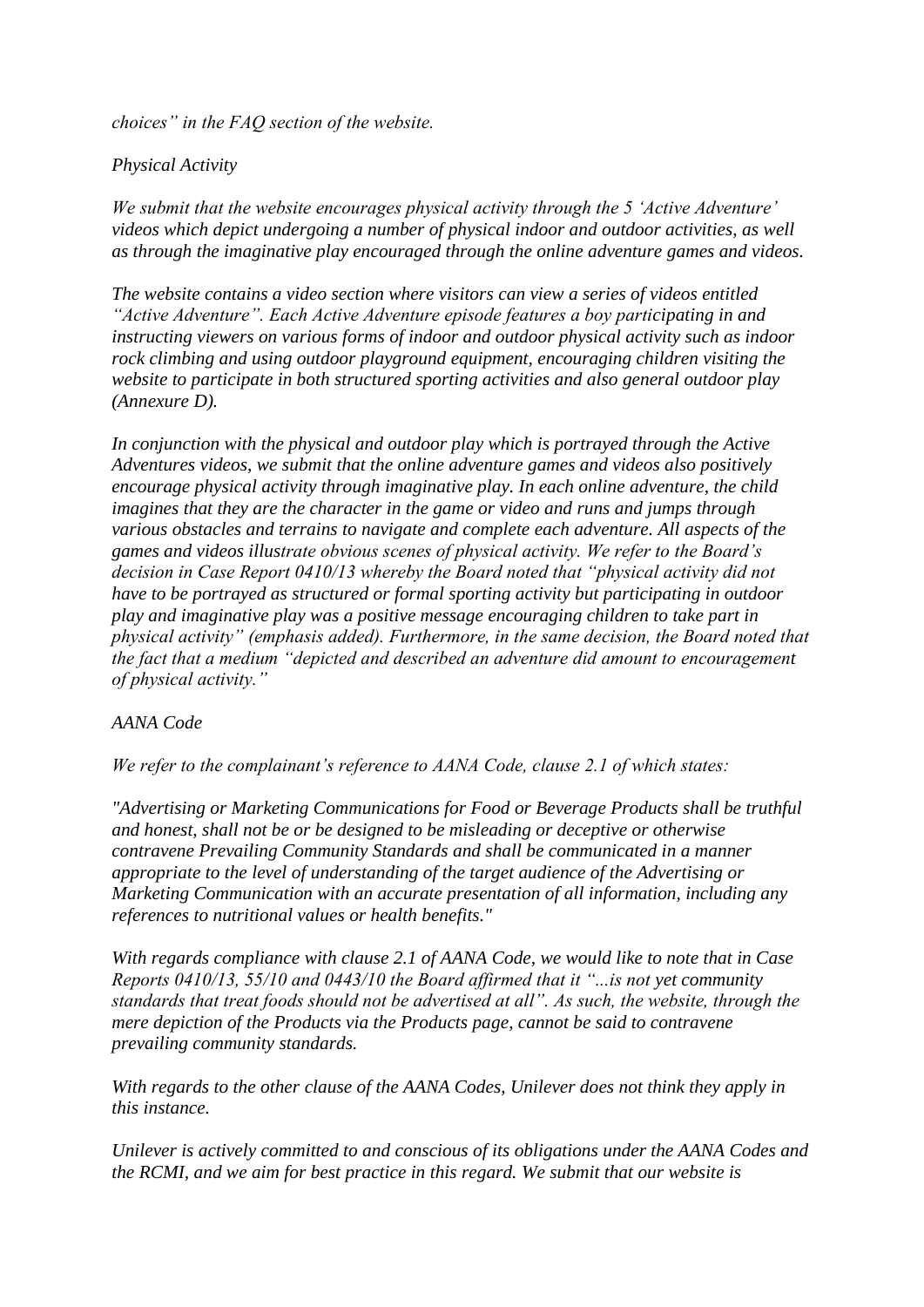*choices" in the FAQ section of the website.*

*Physical Activity*

*We submit that the website encourages physical activity through the 5 'Active Adventure' videos which depict undergoing a number of physical indoor and outdoor activities, as well as through the imaginative play encouraged through the online adventure games and videos.*

*The website contains a video section where visitors can view a series of videos entitled "Active Adventure". Each Active Adventure episode features a boy participating in and instructing viewers on various forms of indoor and outdoor physical activity such as indoor rock climbing and using outdoor playground equipment, encouraging children visiting the website to participate in both structured sporting activities and also general outdoor play (Annexure D).*

*In conjunction with the physical and outdoor play which is portrayed through the Active Adventures videos, we submit that the online adventure games and videos also positively encourage physical activity through imaginative play. In each online adventure, the child imagines that they are the character in the game or video and runs and jumps through various obstacles and terrains to navigate and complete each adventure. All aspects of the games and videos illustrate obvious scenes of physical activity. We refer to the Board's decision in Case Report 0410/13 whereby the Board noted that "physical activity did not have to be portrayed as structured or formal sporting activity but participating in outdoor play and imaginative play was a positive message encouraging children to take part in physical activity" (emphasis added). Furthermore, in the same decision, the Board noted that the fact that a medium "depicted and described an adventure did amount to encouragement of physical activity."*

*AANA Code*

*We refer to the complainant's reference to AANA Code, clause 2.1 of which states:*

*"Advertising or Marketing Communications for Food or Beverage Products shall be truthful and honest, shall not be or be designed to be misleading or deceptive or otherwise contravene Prevailing Community Standards and shall be communicated in a manner appropriate to the level of understanding of the target audience of the Advertising or Marketing Communication with an accurate presentation of all information, including any references to nutritional values or health benefits."*

*With regards compliance with clause 2.1 of AANA Code, we would like to note that in Case Reports 0410/13, 55/10 and 0443/10 the Board affirmed that it "...is not yet community standards that treat foods should not be advertised at all". As such, the website, through the mere depiction of the Products via the Products page, cannot be said to contravene prevailing community standards.*

*With regards to the other clause of the AANA Codes, Unilever does not think they apply in this instance.*

*Unilever is actively committed to and conscious of its obligations under the AANA Codes and the RCMI, and we aim for best practice in this regard. We submit that our website is*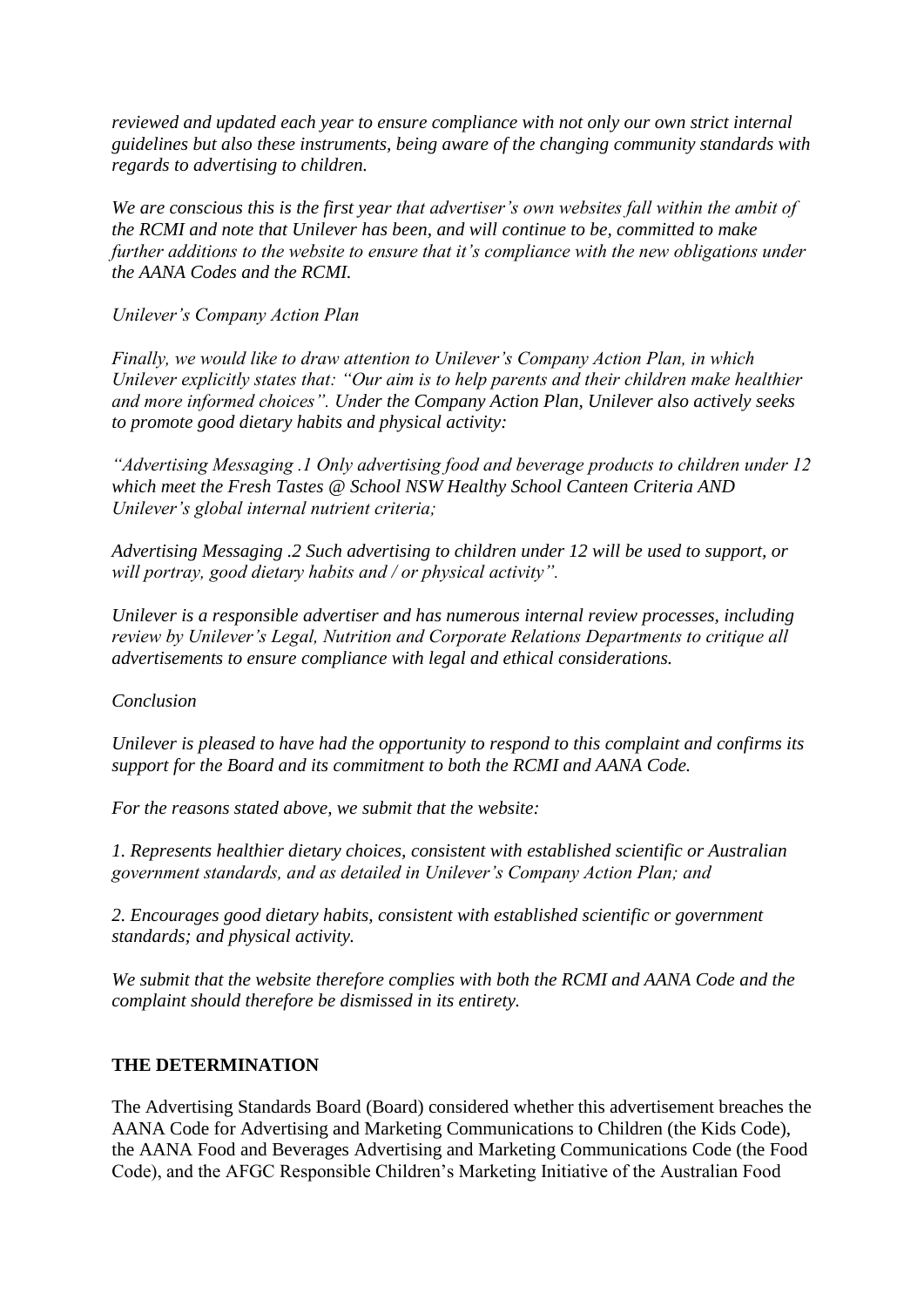*reviewed and updated each year to ensure compliance with not only our own strict internal guidelines but also these instruments, being aware of the changing community standards with regards to advertising to children.*

*We are conscious this is the first year that advertiser's own websites fall within the ambit of the RCMI and note that Unilever has been, and will continue to be, committed to make further additions to the website to ensure that it's compliance with the new obligations under the AANA Codes and the RCMI.*

*Unilever's Company Action Plan*

*Finally, we would like to draw attention to Unilever's Company Action Plan, in which Unilever explicitly states that: "Our aim is to help parents and their children make healthier and more informed choices". Under the Company Action Plan, Unilever also actively seeks to promote good dietary habits and physical activity:*

*"Advertising Messaging .1 Only advertising food and beverage products to children under 12 which meet the Fresh Tastes @ School NSW Healthy School Canteen Criteria AND Unilever's global internal nutrient criteria;*

*Advertising Messaging .2 Such advertising to children under 12 will be used to support, or will portray, good dietary habits and / or physical activity".*

*Unilever is a responsible advertiser and has numerous internal review processes, including review by Unilever's Legal, Nutrition and Corporate Relations Departments to critique all advertisements to ensure compliance with legal and ethical considerations.*

*Conclusion*

*Unilever is pleased to have had the opportunity to respond to this complaint and confirms its support for the Board and its commitment to both the RCMI and AANA Code.*

*For the reasons stated above, we submit that the website:*

*1. Represents healthier dietary choices, consistent with established scientific or Australian government standards, and as detailed in Unilever's Company Action Plan; and*

*2. Encourages good dietary habits, consistent with established scientific or government standards; and physical activity.*

*We submit that the website therefore complies with both the RCMI and AANA Code and the complaint should therefore be dismissed in its entirety.*

## THE DETERMINATION

The Advertising Standards Board (Board) considered whether this advertisement breaches the AANA Code for Advertising and Marketing Communications to Children (the Kids Code), the AANA Food and Beverages Advertising and Marketing Communications Code (the Food Code), and the AFGC Responsible Children's Marketing Initiative of the Australian Food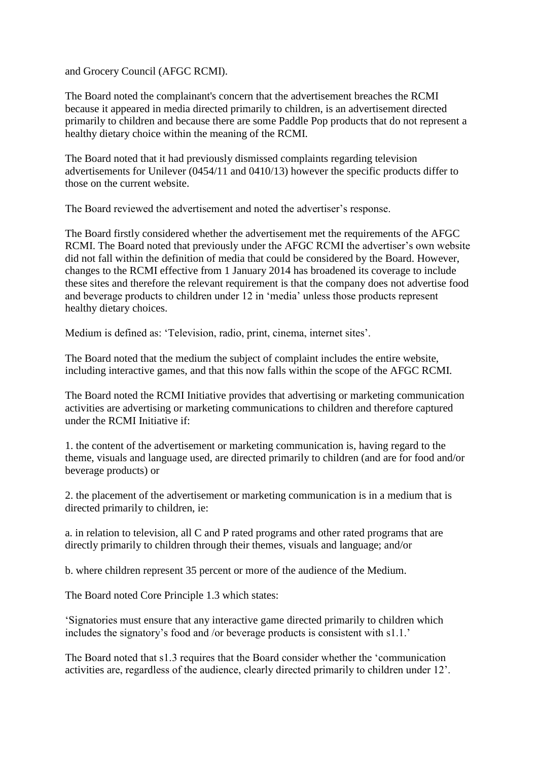and Grocery Council (AFGC RCMI).

The Board noted the complainant's concern that the advertisement breaches the RCMI because it appeared in media directed primarily to children, is an advertisement directed primarily to children and because there are some Paddle Pop products that do not represent a healthy dietary choice within the meaning of the RCMI.

The Board noted that it had previously dismissed complaints regarding television advertisements for Unilever (0454/11 and 0410/13) however the specific products differ to those on the current website.

The Board reviewed the advertisement and noted the advertiser's response.

The Board firstly considered whether the advertisement met the requirements of the AFGC RCMI. The Board noted that previously under the AFGC RCMI the advertiser's own website did not fall within the definition of media that could be considered by the Board. However, changes to the RCMI effective from 1 January 2014 has broadened its coverage to include these sites and therefore the relevant requirement is that the company does not advertise food and beverage products to children under 12 in 'media' unless those products represent healthy dietary choices.

Medium is defined as: 'Television, radio, print, cinema, internet sites'.

The Board noted that the medium the subject of complaint includes the entire website, including interactive games, and that this now falls within the scope of the AFGC RCMI.

The Board noted the RCMI Initiative provides that advertising or marketing communication activities are advertising or marketing communications to children and therefore captured under the RCMI Initiative if:

1. the content of the advertisement or marketing communication is, having regard to the theme, visuals and language used, are directed primarily to children (and are for food and/or beverage products) or

2. the placement of the advertisement or marketing communication is in a medium that is directed primarily to children, ie:

a. in relation to television, all C and P rated programs and other rated programs that are directly primarily to children through their themes, visuals and language; and/or

b. where children represent 35 percent or more of the audience of the Medium.

The Board noted Core Principle 1.3 which states:

'Signatories must ensure that any interactive game directed primarily to children which includes the signatory's food and /or beverage products is consistent with s1.1.'

The Board noted that s1.3 requires that the Board consider whether the 'communication activities are, regardless of the audience, clearly directed primarily to children under 12'.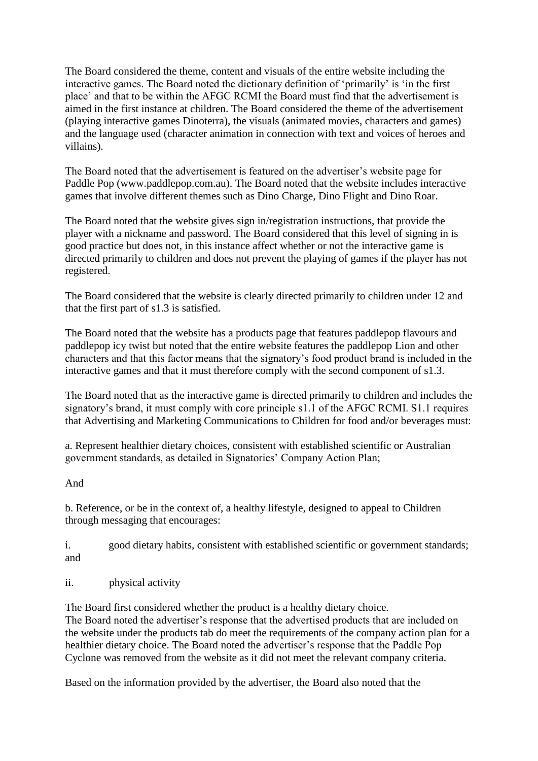The Board considered the theme, content and visuals of the entire website including the interactive games. The Board noted the dictionary definition of 'primarily' is 'in the first place' and that to be within the AFGC RCMI the Board must find that the advertisement is aimed in the first instance at children. The Board considered the theme of the advertisement (playing interactive games Dinoterra), the visuals (animated movies, characters and games) and the language used (character animation in connection with text and voices of heroes and villains).

The Board noted that the advertisement is featured on the advertiser's website page for Paddle Pop (www.paddlepop.com.au). The Board noted that the website includes interactive games that involve different themes such as Dino Charge, Dino Flight and Dino Roar.

The Board noted that the website gives sign in/registration instructions, that provide the player with a nickname and password. The Board considered that this level of signing in is good practice but does not, in this instance affect whether or not the interactive game is directed primarily to children and does not prevent the playing of games if the player has not registered.

The Board considered that the website is clearly directed primarily to children under 12 and that the first part of s1.3 is satisfied.

The Board noted that the website has a products page that features paddlepop flavours and paddlepop icy twist but noted that the entire website features the paddlepop Lion and other characters and that this factor means that the signatory's food product brand is included in the interactive games and that it must therefore comply with the second component of s1.3.

The Board noted that as the interactive game is directed primarily to children and includes the signatory's brand, it must comply with core principle s1.1 of the AFGC RCMI. S1.1 requires that Advertising and Marketing Communications to Children for food and/or beverages must:

a. Represent healthier dietary choices, consistent with established scientific or Australian government standards, as detailed in Signatories' Company Action Plan;

And

b. Reference, or be in the context of, a healthy lifestyle, designed to appeal to Children through messaging that encourages:

i. good dietary habits, consistent with established scientific or government standards; and

ii. physical activity

The Board first considered whether the product is a healthy dietary choice.
The Board noted the advertiser's response that the advertised products that are included on the website under the products tab do meet the requirements of the company action plan for a healthier dietary choice. The Board noted the advertiser's response that the Paddle Pop Cyclone was removed from the website as it did not meet the relevant company criteria.

Based on the information provided by the advertiser, the Board also noted that the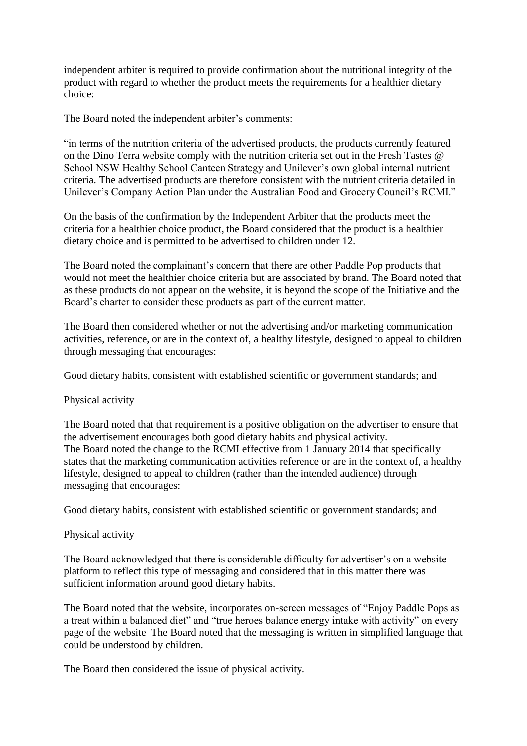independent arbiter is required to provide confirmation about the nutritional integrity of the product with regard to whether the product meets the requirements for a healthier dietary choice:

The Board noted the independent arbiter's comments:

"in terms of the nutrition criteria of the advertised products, the products currently featured on the Dino Terra website comply with the nutrition criteria set out in the Fresh Tastes @ School NSW Healthy School Canteen Strategy and Unilever's own global internal nutrient criteria. The advertised products are therefore consistent with the nutrient criteria detailed in Unilever's Company Action Plan under the Australian Food and Grocery Council's RCMI."

On the basis of the confirmation by the Independent Arbiter that the products meet the criteria for a healthier choice product, the Board considered that the product is a healthier dietary choice and is permitted to be advertised to children under 12.

The Board noted the complainant's concern that there are other Paddle Pop products that would not meet the healthier choice criteria but are associated by brand. The Board noted that as these products do not appear on the website, it is beyond the scope of the Initiative and the Board's charter to consider these products as part of the current matter.

The Board then considered whether or not the advertising and/or marketing communication activities, reference, or are in the context of, a healthy lifestyle, designed to appeal to children through messaging that encourages:

Good dietary habits, consistent with established scientific or government standards; and

Physical activity

The Board noted that that requirement is a positive obligation on the advertiser to ensure that the advertisement encourages both good dietary habits and physical activity.
The Board noted the change to the RCMI effective from 1 January 2014 that specifically states that the marketing communication activities reference or are in the context of, a healthy lifestyle, designed to appeal to children (rather than the intended audience) through messaging that encourages:

Good dietary habits, consistent with established scientific or government standards; and

Physical activity

The Board acknowledged that there is considerable difficulty for advertiser's on a website platform to reflect this type of messaging and considered that in this matter there was sufficient information around good dietary habits.

The Board noted that the website, incorporates on-screen messages of "Enjoy Paddle Pops as a treat within a balanced diet" and "true heroes balance energy intake with activity" on every page of the website The Board noted that the messaging is written in simplified language that could be understood by children.

The Board then considered the issue of physical activity.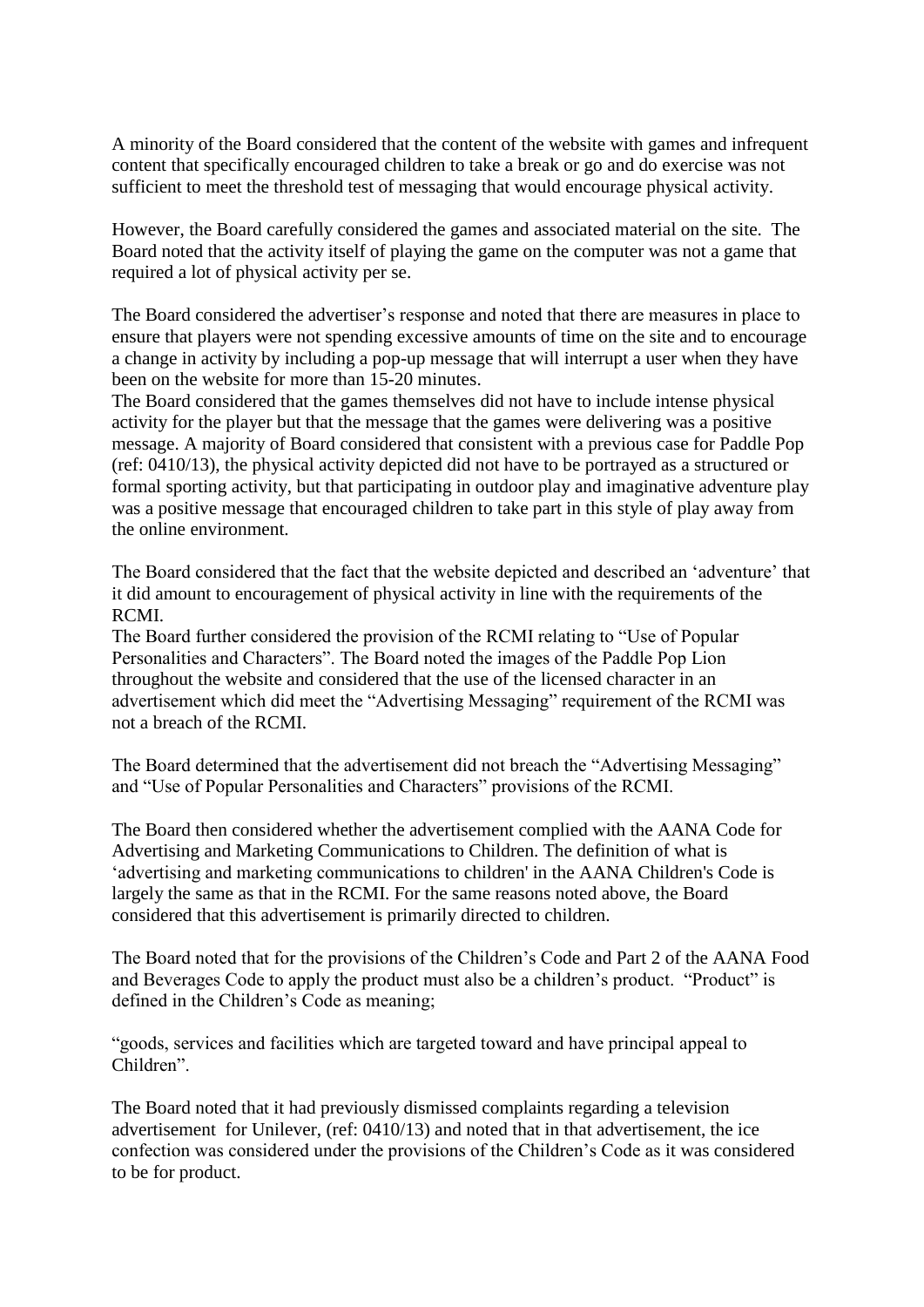A minority of the Board considered that the content of the website with games and infrequent content that specifically encouraged children to take a break or go and do exercise was not sufficient to meet the threshold test of messaging that would encourage physical activity.

However, the Board carefully considered the games and associated material on the site. The Board noted that the activity itself of playing the game on the computer was not a game that required a lot of physical activity per se.

The Board considered the advertiser's response and noted that there are measures in place to ensure that players were not spending excessive amounts of time on the site and to encourage a change in activity by including a pop-up message that will interrupt a user when they have been on the website for more than 15-20 minutes.
The Board considered that the games themselves did not have to include intense physical activity for the player but that the message that the games were delivering was a positive message. A majority of Board considered that consistent with a previous case for Paddle Pop (ref: 0410/13), the physical activity depicted did not have to be portrayed as a structured or formal sporting activity, but that participating in outdoor play and imaginative adventure play was a positive message that encouraged children to take part in this style of play away from the online environment.

The Board considered that the fact that the website depicted and described an 'adventure' that it did amount to encouragement of physical activity in line with the requirements of the RCMI.
The Board further considered the provision of the RCMI relating to "Use of Popular Personalities and Characters". The Board noted the images of the Paddle Pop Lion throughout the website and considered that the use of the licensed character in an advertisement which did meet the "Advertising Messaging" requirement of the RCMI was not a breach of the RCMI.

The Board determined that the advertisement did not breach the "Advertising Messaging" and "Use of Popular Personalities and Characters" provisions of the RCMI.

The Board then considered whether the advertisement complied with the AANA Code for Advertising and Marketing Communications to Children. The definition of what is 'advertising and marketing communications to children' in the AANA Children's Code is largely the same as that in the RCMI. For the same reasons noted above, the Board considered that this advertisement is primarily directed to children.

The Board noted that for the provisions of the Children's Code and Part 2 of the AANA Food and Beverages Code to apply the product must also be a children's product. "Product" is defined in the Children's Code as meaning;

"goods, services and facilities which are targeted toward and have principal appeal to Children".

The Board noted that it had previously dismissed complaints regarding a television advertisement for Unilever, (ref: 0410/13) and noted that in that advertisement, the ice confection was considered under the provisions of the Children's Code as it was considered to be for product.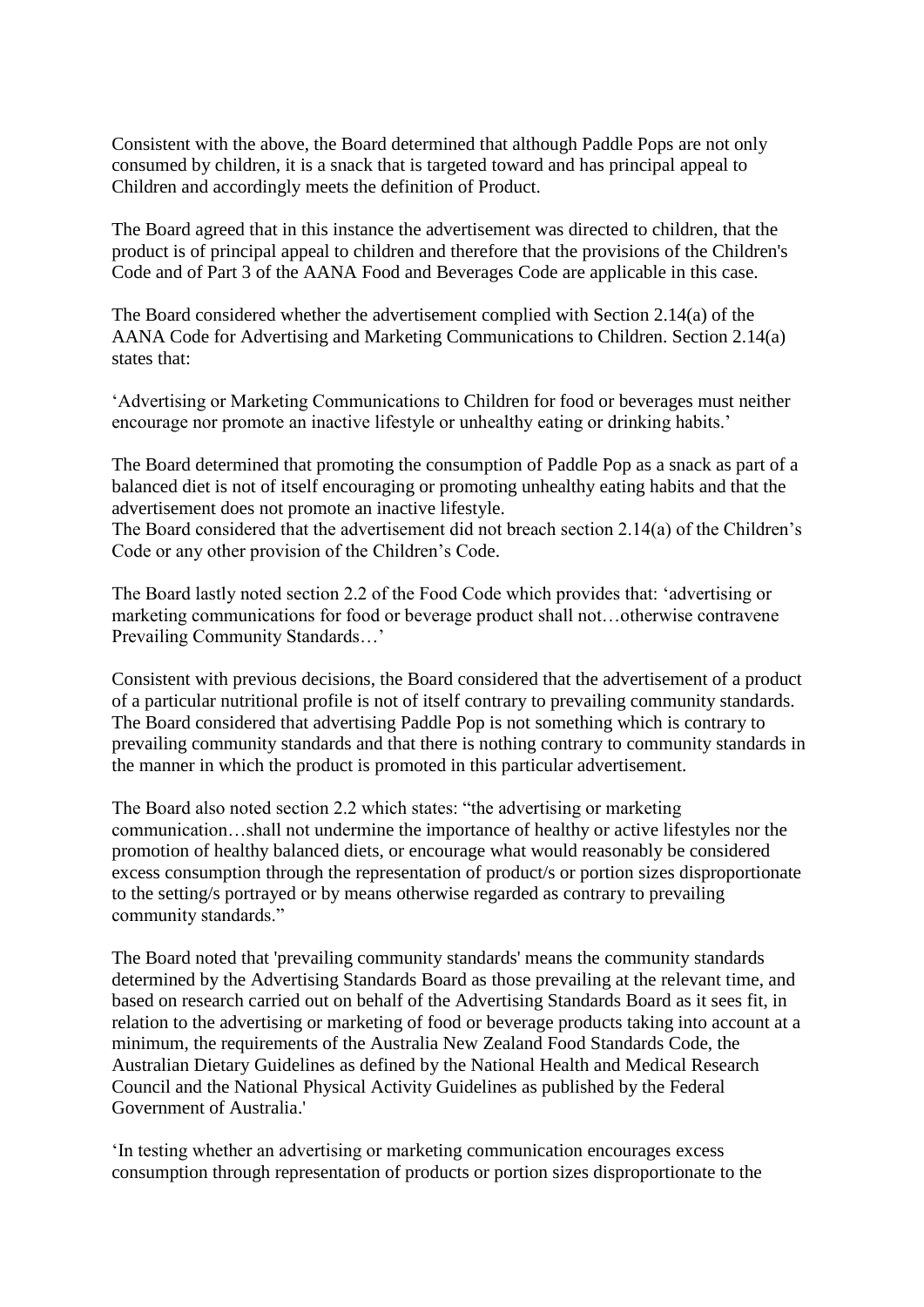Consistent with the above, the Board determined that although Paddle Pops are not only consumed by children, it is a snack that is targeted toward and has principal appeal to Children and accordingly meets the definition of Product.

The Board agreed that in this instance the advertisement was directed to children, that the product is of principal appeal to children and therefore that the provisions of the Children's Code and of Part 3 of the AANA Food and Beverages Code are applicable in this case.

The Board considered whether the advertisement complied with Section 2.14(a) of the AANA Code for Advertising and Marketing Communications to Children. Section 2.14(a) states that:

'Advertising or Marketing Communications to Children for food or beverages must neither encourage nor promote an inactive lifestyle or unhealthy eating or drinking habits.'

The Board determined that promoting the consumption of Paddle Pop as a snack as part of a balanced diet is not of itself encouraging or promoting unhealthy eating habits and that the advertisement does not promote an inactive lifestyle.
The Board considered that the advertisement did not breach section 2.14(a) of the Children's Code or any other provision of the Children's Code.

The Board lastly noted section 2.2 of the Food Code which provides that: 'advertising or marketing communications for food or beverage product shall not…otherwise contravene Prevailing Community Standards…'

Consistent with previous decisions, the Board considered that the advertisement of a product of a particular nutritional profile is not of itself contrary to prevailing community standards. The Board considered that advertising Paddle Pop is not something which is contrary to prevailing community standards and that there is nothing contrary to community standards in the manner in which the product is promoted in this particular advertisement.

The Board also noted section 2.2 which states: "the advertising or marketing communication…shall not undermine the importance of healthy or active lifestyles nor the promotion of healthy balanced diets, or encourage what would reasonably be considered excess consumption through the representation of product/s or portion sizes disproportionate to the setting/s portrayed or by means otherwise regarded as contrary to prevailing community standards."

The Board noted that 'prevailing community standards' means the community standards determined by the Advertising Standards Board as those prevailing at the relevant time, and based on research carried out on behalf of the Advertising Standards Board as it sees fit, in relation to the advertising or marketing of food or beverage products taking into account at a minimum, the requirements of the Australia New Zealand Food Standards Code, the Australian Dietary Guidelines as defined by the National Health and Medical Research Council and the National Physical Activity Guidelines as published by the Federal Government of Australia.'

'In testing whether an advertising or marketing communication encourages excess consumption through representation of products or portion sizes disproportionate to the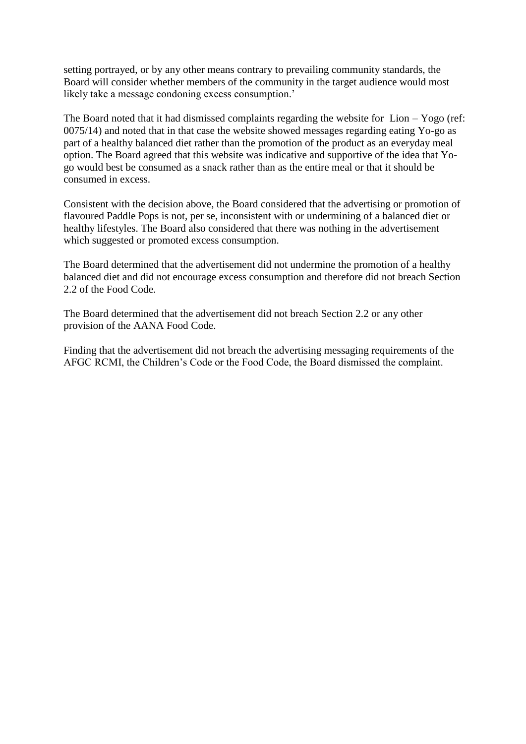setting portrayed, or by any other means contrary to prevailing community standards, the Board will consider whether members of the community in the target audience would most likely take a message condoning excess consumption.'

The Board noted that it had dismissed complaints regarding the website for Lion – Yogo (ref: 0075/14) and noted that in that case the website showed messages regarding eating Yo-go as part of a healthy balanced diet rather than the promotion of the product as an everyday meal option. The Board agreed that this website was indicative and supportive of the idea that Yo-go would best be consumed as a snack rather than as the entire meal or that it should be consumed in excess.

Consistent with the decision above, the Board considered that the advertising or promotion of flavoured Paddle Pops is not, per se, inconsistent with or undermining of a balanced diet or healthy lifestyles. The Board also considered that there was nothing in the advertisement which suggested or promoted excess consumption.

The Board determined that the advertisement did not undermine the promotion of a healthy balanced diet and did not encourage excess consumption and therefore did not breach Section 2.2 of the Food Code.

The Board determined that the advertisement did not breach Section 2.2 or any other provision of the AANA Food Code.

Finding that the advertisement did not breach the advertising messaging requirements of the AFGC RCMI, the Children's Code or the Food Code, the Board dismissed the complaint.